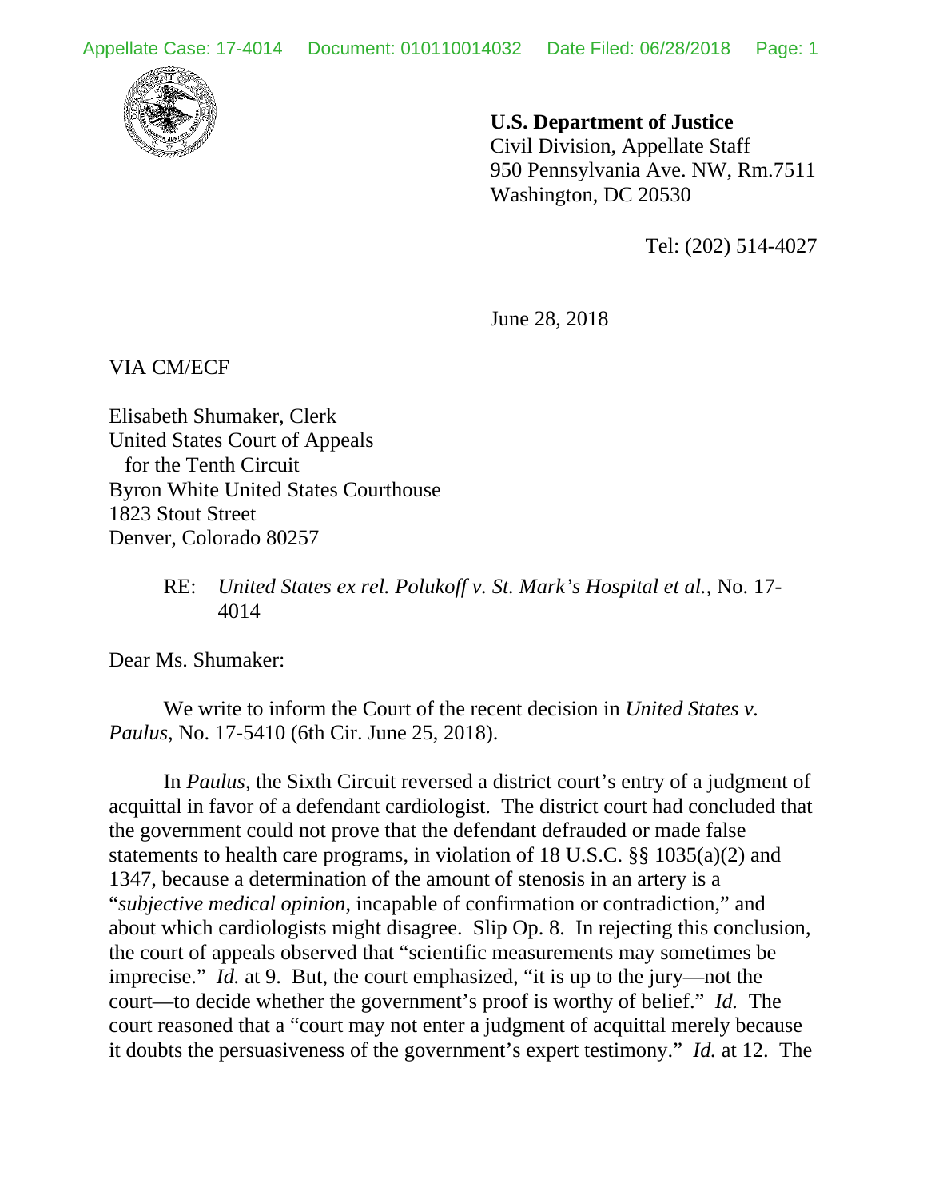**U.S. Department of Justice**
Civil Division, Appellate Staff
950 Pennsylvania Ave. NW, Rm.7511
Washington, DC 20530

Tel: (202) 514-4027

June 28, 2018

VIA CM/ECF

Elisabeth Shumaker, Clerk
United States Court of Appeals
for the Tenth Circuit
Byron White United States Courthouse
1823 Stout Street
Denver, Colorado 80257

RE: *United States ex rel. Polukoff v. St. Mark's Hospital et al.*, No. 17-4014

Dear Ms. Shumaker:

We write to inform the Court of the recent decision in *United States v. Paulus*, No. 17-5410 (6th Cir. June 25, 2018).

In *Paulus*, the Sixth Circuit reversed a district court's entry of a judgment of acquittal in favor of a defendant cardiologist. The district court had concluded that the government could not prove that the defendant defrauded or made false statements to health care programs, in violation of 18 U.S.C. §§ 1035(a)(2) and 1347, because a determination of the amount of stenosis in an artery is a "*subjective medical opinion*, incapable of confirmation or contradiction," and about which cardiologists might disagree. Slip Op. 8. In rejecting this conclusion, the court of appeals observed that "scientific measurements may sometimes be imprecise." *Id.* at 9. But, the court emphasized, "it is up to the jury—not the court—to decide whether the government's proof is worthy of belief." *Id.* The court reasoned that a "court may not enter a judgment of acquittal merely because it doubts the persuasiveness of the government's expert testimony." *Id.* at 12. The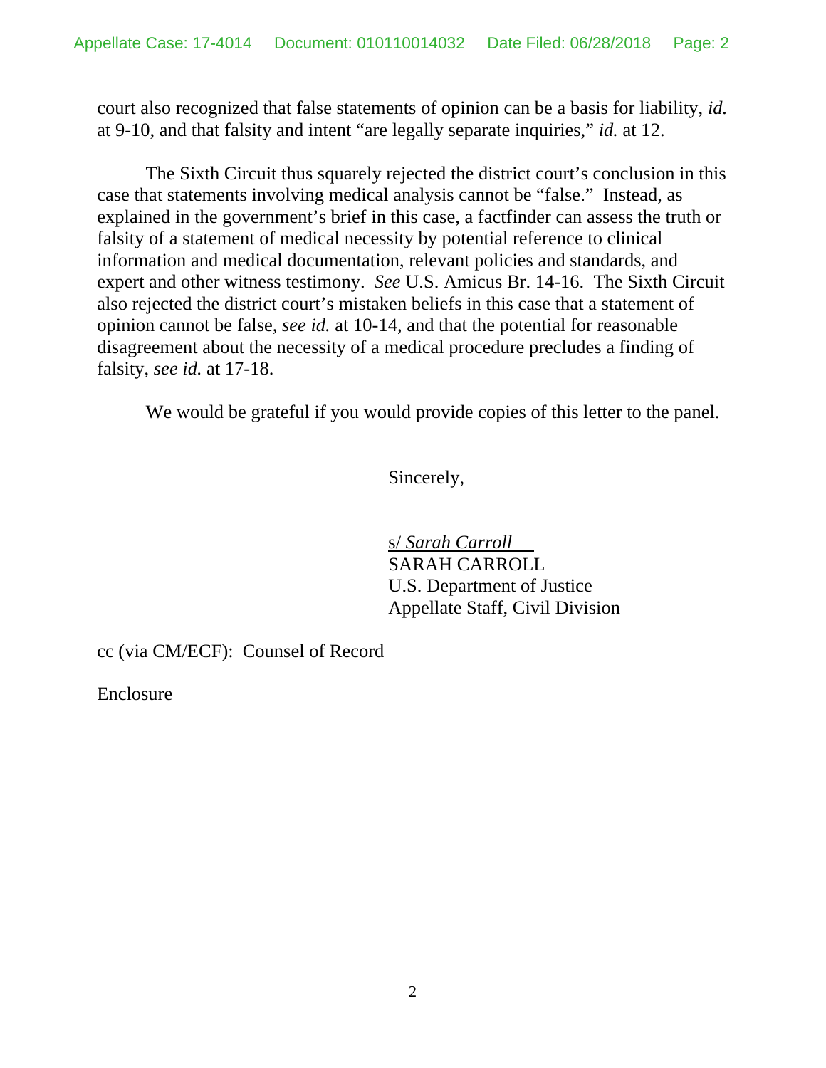court also recognized that false statements of opinion can be a basis for liability, *id.* at 9-10, and that falsity and intent "are legally separate inquiries," *id.* at 12.

The Sixth Circuit thus squarely rejected the district court's conclusion in this case that statements involving medical analysis cannot be "false." Instead, as explained in the government's brief in this case, a factfinder can assess the truth or falsity of a statement of medical necessity by potential reference to clinical information and medical documentation, relevant policies and standards, and expert and other witness testimony. *See* U.S. Amicus Br. 14-16. The Sixth Circuit also rejected the district court's mistaken beliefs in this case that a statement of opinion cannot be false, *see id.* at 10-14, and that the potential for reasonable disagreement about the necessity of a medical procedure precludes a finding of falsity, *see id.* at 17-18.

We would be grateful if you would provide copies of this letter to the panel.

Sincerely,

s/ *Sarah Carroll*
SARAH CARROLL
U.S. Department of Justice
Appellate Staff, Civil Division

cc (via CM/ECF): Counsel of Record

Enclosure